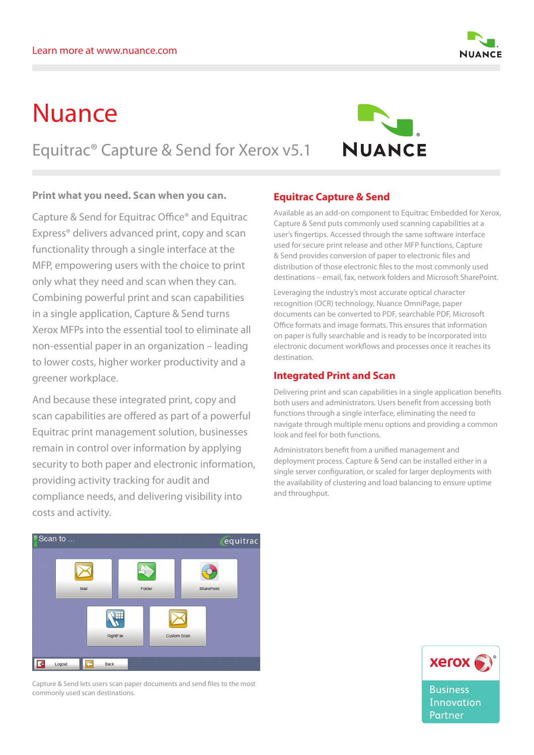Learn more at www.nuance.com

# Nuance

## Equitrac® Capture & Send for Xerox v5.1

**Print what you need. Scan when you can.**

Capture & Send for Equitrac Office® and Equitrac Express® delivers advanced print, copy and scan functionality through a single interface at the MFP, empowering users with the choice to print only what they need and scan when they can. Combining powerful print and scan capabilities in a single application, Capture & Send turns Xerox MFPs into the essential tool to eliminate all non-essential paper in an organization – leading to lower costs, higher worker productivity and a greener workplace.

And because these integrated print, copy and scan capabilities are offered as part of a powerful Equitrac print management solution, businesses remain in control over information by applying security to both paper and electronic information, providing activity tracking for audit and compliance needs, and delivering visibility into costs and activity.

Capture & Send lets users scan paper documents and send files to the most commonly used scan destinations.

### Equitrac Capture & Send

Available as an add-on component to Equitrac Embedded for Xerox, Capture & Send puts commonly used scanning capabilities at a user's fingertips. Accessed through the same software interface used for secure print release and other MFP functions, Capture & Send provides conversion of paper to electronic files and distribution of those electronic files to the most commonly used destinations – email, fax, network folders and Microsoft SharePoint.

Leveraging the industry's most accurate optical character recognition (OCR) technology, Nuance OmniPage, paper documents can be converted to PDF, searchable PDF, Microsoft Office formats and image formats. This ensures that information on paper is fully searchable and is ready to be incorporated into electronic document workflows and processes once it reaches its destination.

### Integrated Print and Scan

Delivering print and scan capabilities in a single application benefits both users and administrators. Users benefit from accessing both functions through a single interface, eliminating the need to navigate through multiple menu options and providing a common look and feel for both functions.

Administrators benefit from a unified management and deployment process. Capture & Send can be installed either in a single server configuration, or scaled for larger deployments with the availability of clustering and load balancing to ensure uptime and throughput.

xerox® Business Innovation Partner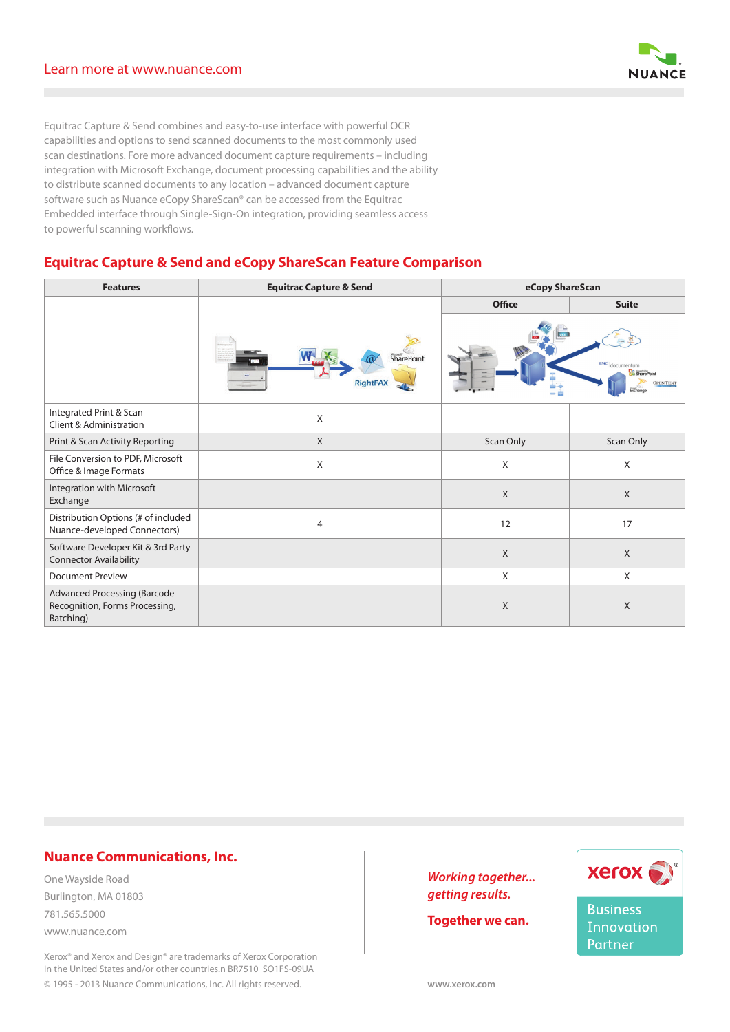Learn more at www.nuance.com

Equitrac Capture & Send combines and easy-to-use interface with powerful OCR capabilities and options to send scanned documents to the most commonly used scan destinations. Fore more advanced document capture requirements – including integration with Microsoft Exchange, document processing capabilities and the ability to distribute scanned documents to any location – advanced document capture software such as Nuance eCopy ShareScan® can be accessed from the Equitrac Embedded interface through Single-Sign-On integration, providing seamless access to powerful scanning workflows.

## Equitrac Capture & Send and eCopy ShareScan Feature Comparison

| Features | Equitrac Capture & Send | eCopy ShareScan | |
|---|---|---|---|
| | | Office | Suite |
| Integrated Print & Scan Client & Administration | X | | |
| Print & Scan Activity Reporting | X | Scan Only | Scan Only |
| File Conversion to PDF, Microsoft Office & Image Formats | X | X | X |
| Integration with Microsoft Exchange | | X | X |
| Distribution Options (# of included Nuance-developed Connectors) | 4 | 12 | 17 |
| Software Developer Kit & 3rd Party Connector Availability | | X | X |
| Document Preview | | X | X |
| Advanced Processing (Barcode Recognition, Forms Processing, Batching) | | X | X |

## Nuance Communications, Inc.

One Wayside Road
Burlington, MA 01803
781.565.5000
www.nuance.com

Xerox® and Xerox and Design® are trademarks of Xerox Corporation in the United States and/or other countries.n BR7510 SO1FS-09UA
© 1995 - 2013 Nuance Communications, Inc. All rights reserved.

*Working together... getting results.*

**Together we can.**

Xerox Business Innovation Partner

www.xerox.com